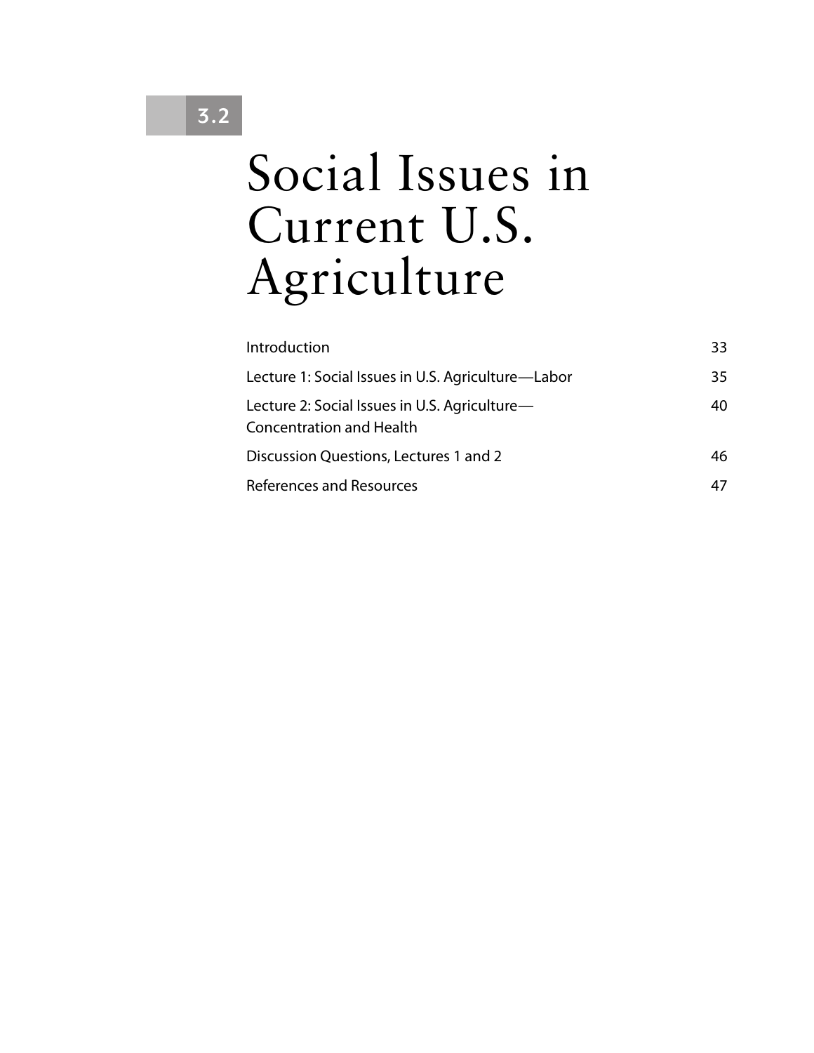3.2

# Social Issues in Current U.S. Agriculture

| | |
|---|---|
| Introduction | 33 |
| Lecture 1: Social Issues in U.S. Agriculture—Labor | 35 |
| Lecture 2: Social Issues in U.S. Agriculture—Concentration and Health | 40 |
| Discussion Questions, Lectures 1 and 2 | 46 |
| References and Resources | 47 |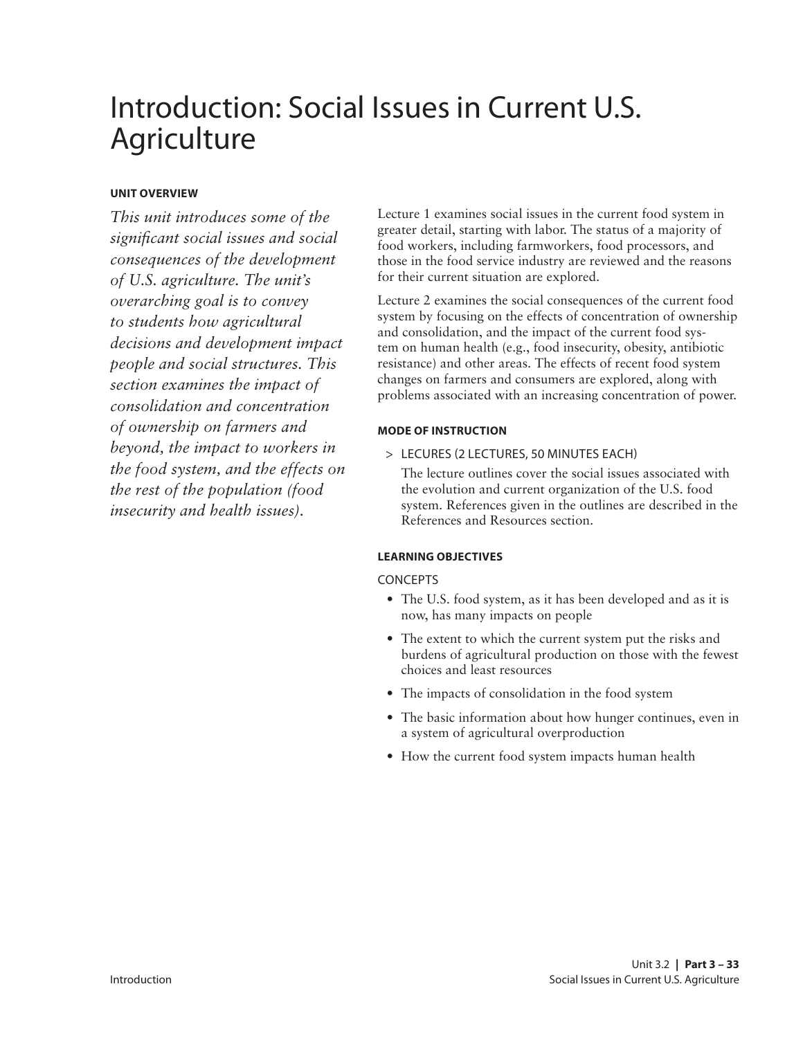# Introduction: Social Issues in Current U.S. Agriculture

#### UNIT OVERVIEW

*This unit introduces some of the significant social issues and social consequences of the development of U.S. agriculture. The unit's overarching goal is to convey to students how agricultural decisions and development impact people and social structures. This section examines the impact of consolidation and concentration of ownership on farmers and beyond, the impact to workers in the food system, and the effects on the rest of the population (food insecurity and health issues).*

Lecture 1 examines social issues in the current food system in greater detail, starting with labor. The status of a majority of food workers, including farmworkers, food processors, and those in the food service industry are reviewed and the reasons for their current situation are explored.

Lecture 2 examines the social consequences of the current food system by focusing on the effects of concentration of ownership and consolidation, and the impact of the current food system on human health (e.g., food insecurity, obesity, antibiotic resistance) and other areas. The effects of recent food system changes on farmers and consumers are explored, along with problems associated with an increasing concentration of power.

#### MODE OF INSTRUCTION

> LECURES (2 LECTURES, 50 MINUTES EACH)

The lecture outlines cover the social issues associated with the evolution and current organization of the U.S. food system. References given in the outlines are described in the References and Resources section.

#### LEARNING OBJECTIVES

CONCEPTS

- The U.S. food system, as it has been developed and as it is now, has many impacts on people
- The extent to which the current system put the risks and burdens of agricultural production on those with the fewest choices and least resources
- The impacts of consolidation in the food system
- The basic information about how hunger continues, even in a system of agricultural overproduction
- How the current food system impacts human health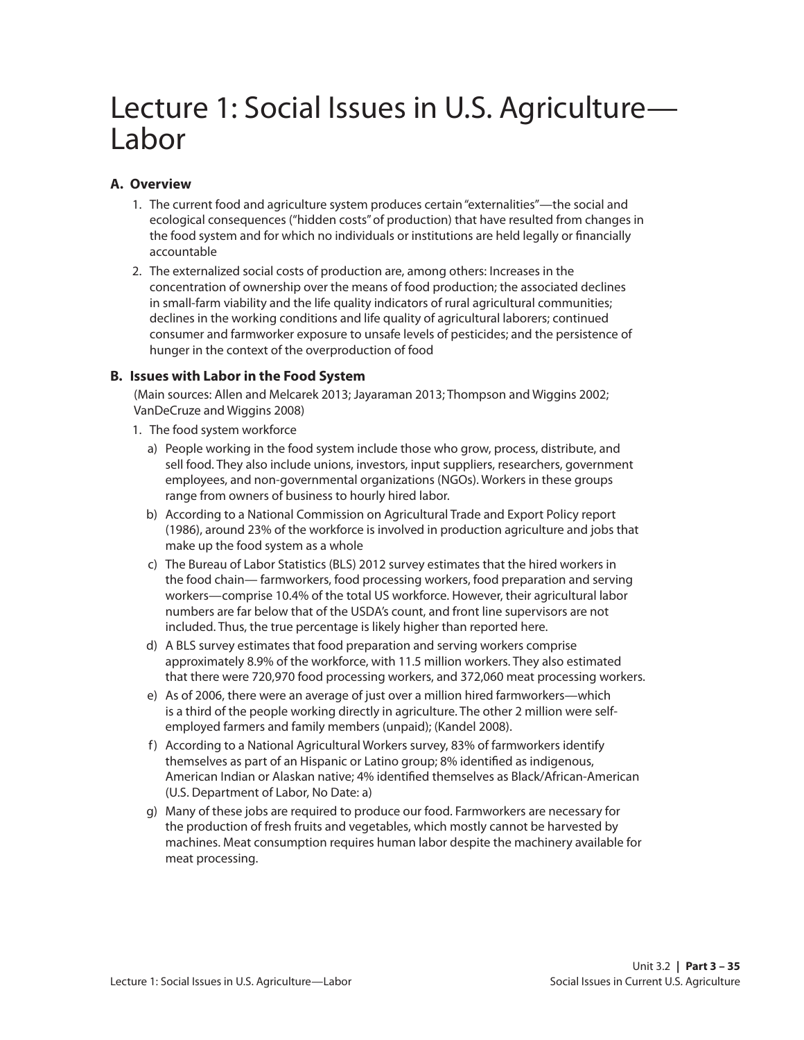# Lecture 1: Social Issues in U.S. Agriculture—Labor

## A. Overview

1. The current food and agriculture system produces certain "externalities"—the social and ecological consequences ("hidden costs" of production) that have resulted from changes in the food system and for which no individuals or institutions are held legally or financially accountable
2. The externalized social costs of production are, among others: Increases in the concentration of ownership over the means of food production; the associated declines in small-farm viability and the life quality indicators of rural agricultural communities; declines in the working conditions and life quality of agricultural laborers; continued consumer and farmworker exposure to unsafe levels of pesticides; and the persistence of hunger in the context of the overproduction of food

## B. Issues with Labor in the Food System

(Main sources: Allen and Melcarek 2013; Jayaraman 2013; Thompson and Wiggins 2002; VanDeCruze and Wiggins 2008)

1. The food system workforce
   a) People working in the food system include those who grow, process, distribute, and sell food. They also include unions, investors, input suppliers, researchers, government employees, and non-governmental organizations (NGOs). Workers in these groups range from owners of business to hourly hired labor.
   b) According to a National Commission on Agricultural Trade and Export Policy report (1986), around 23% of the workforce is involved in production agriculture and jobs that make up the food system as a whole
   c) The Bureau of Labor Statistics (BLS) 2012 survey estimates that the hired workers in the food chain— farmworkers, food processing workers, food preparation and serving workers—comprise 10.4% of the total US workforce. However, their agricultural labor numbers are far below that of the USDA's count, and front line supervisors are not included. Thus, the true percentage is likely higher than reported here.
   d) A BLS survey estimates that food preparation and serving workers comprise approximately 8.9% of the workforce, with 11.5 million workers. They also estimated that there were 720,970 food processing workers, and 372,060 meat processing workers.
   e) As of 2006, there were an average of just over a million hired farmworkers—which is a third of the people working directly in agriculture. The other 2 million were self-employed farmers and family members (unpaid); (Kandel 2008).
   f) According to a National Agricultural Workers survey, 83% of farmworkers identify themselves as part of an Hispanic or Latino group; 8% identified as indigenous, American Indian or Alaskan native; 4% identified themselves as Black/African-American (U.S. Department of Labor, No Date: a)
   g) Many of these jobs are required to produce our food. Farmworkers are necessary for the production of fresh fruits and vegetables, which mostly cannot be harvested by machines. Meat consumption requires human labor despite the machinery available for meat processing.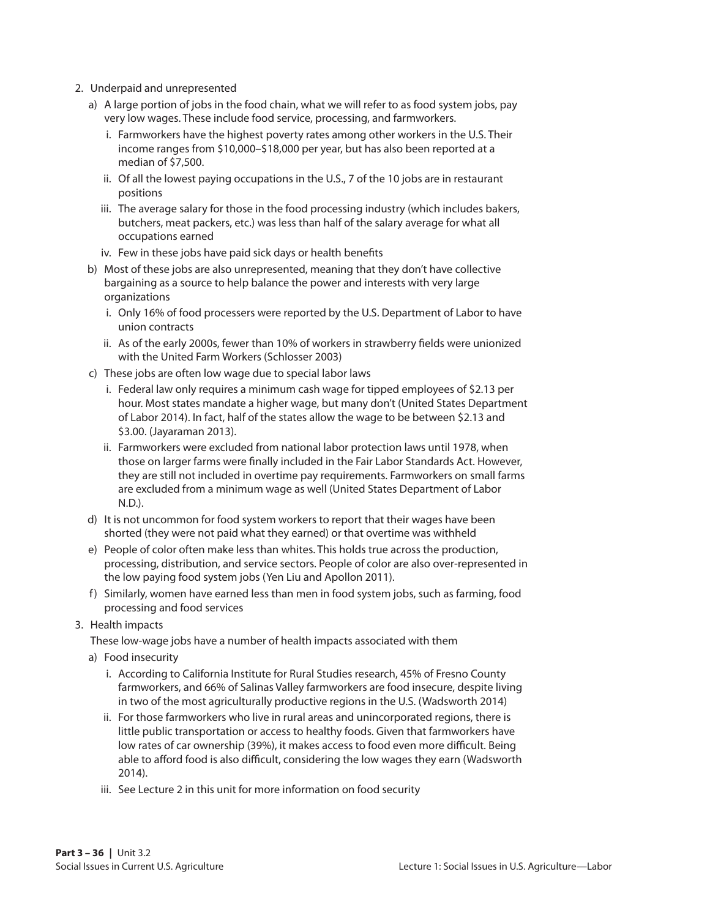2. Underpaid and unrepresented
   a) A large portion of jobs in the food chain, what we will refer to as food system jobs, pay very low wages. These include food service, processing, and farmworkers.
      i. Farmworkers have the highest poverty rates among other workers in the U.S. Their income ranges from \$10,000–\$18,000 per year, but has also been reported at a median of \$7,500.
      ii. Of all the lowest paying occupations in the U.S., 7 of the 10 jobs are in restaurant positions
      iii. The average salary for those in the food processing industry (which includes bakers, butchers, meat packers, etc.) was less than half of the salary average for what all occupations earned
      iv. Few in these jobs have paid sick days or health benefits
   b) Most of these jobs are also unrepresented, meaning that they don't have collective bargaining as a source to help balance the power and interests with very large organizations
      i. Only 16% of food processers were reported by the U.S. Department of Labor to have union contracts
      ii. As of the early 2000s, fewer than 10% of workers in strawberry fields were unionized with the United Farm Workers (Schlosser 2003)
   c) These jobs are often low wage due to special labor laws
      i. Federal law only requires a minimum cash wage for tipped employees of \$2.13 per hour. Most states mandate a higher wage, but many don't (United States Department of Labor 2014). In fact, half of the states allow the wage to be between \$2.13 and \$3.00. (Jayaraman 2013).
      ii. Farmworkers were excluded from national labor protection laws until 1978, when those on larger farms were finally included in the Fair Labor Standards Act. However, they are still not included in overtime pay requirements. Farmworkers on small farms are excluded from a minimum wage as well (United States Department of Labor N.D.).
   d) It is not uncommon for food system workers to report that their wages have been shorted (they were not paid what they earned) or that overtime was withheld
   e) People of color often make less than whites. This holds true across the production, processing, distribution, and service sectors. People of color are also over-represented in the low paying food system jobs (Yen Liu and Apollon 2011).
   f) Similarly, women have earned less than men in food system jobs, such as farming, food processing and food services
3. Health impacts

   These low-wage jobs have a number of health impacts associated with them
   a) Food insecurity
      i. According to California Institute for Rural Studies research, 45% of Fresno County farmworkers, and 66% of Salinas Valley farmworkers are food insecure, despite living in two of the most agriculturally productive regions in the U.S. (Wadsworth 2014)
      ii. For those farmworkers who live in rural areas and unincorporated regions, there is little public transportation or access to healthy foods. Given that farmworkers have low rates of car ownership (39%), it makes access to food even more difficult. Being able to afford food is also difficult, considering the low wages they earn (Wadsworth 2014).
      iii. See Lecture 2 in this unit for more information on food security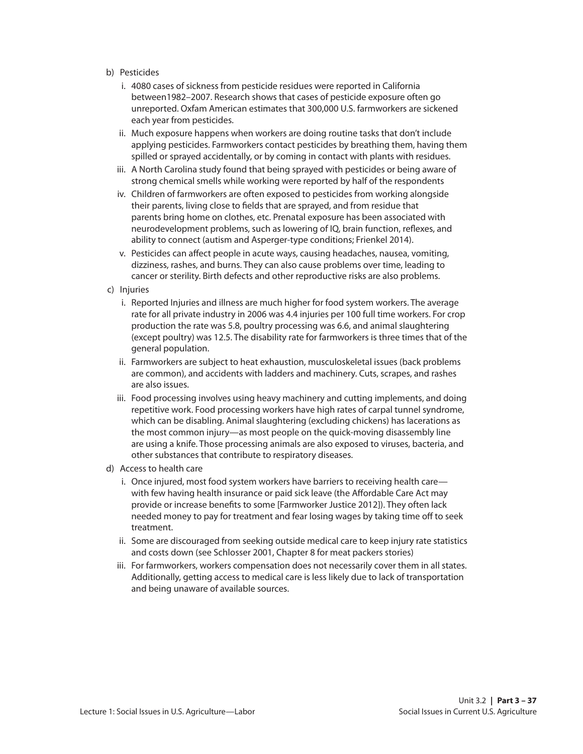b) Pesticides

   i. 4080 cases of sickness from pesticide residues were reported in California between1982–2007. Research shows that cases of pesticide exposure often go unreported. Oxfam American estimates that 300,000 U.S. farmworkers are sickened each year from pesticides.

   ii. Much exposure happens when workers are doing routine tasks that don't include applying pesticides. Farmworkers contact pesticides by breathing them, having them spilled or sprayed accidentally, or by coming in contact with plants with residues.

   iii. A North Carolina study found that being sprayed with pesticides or being aware of strong chemical smells while working were reported by half of the respondents

   iv. Children of farmworkers are often exposed to pesticides from working alongside their parents, living close to fields that are sprayed, and from residue that parents bring home on clothes, etc. Prenatal exposure has been associated with neurodevelopment problems, such as lowering of IQ, brain function, reflexes, and ability to connect (autism and Asperger-type conditions; Frienkel 2014).

   v. Pesticides can affect people in acute ways, causing headaches, nausea, vomiting, dizziness, rashes, and burns. They can also cause problems over time, leading to cancer or sterility. Birth defects and other reproductive risks are also problems.

c) Injuries

   i. Reported Injuries and illness are much higher for food system workers. The average rate for all private industry in 2006 was 4.4 injuries per 100 full time workers. For crop production the rate was 5.8, poultry processing was 6.6, and animal slaughtering (except poultry) was 12.5. The disability rate for farmworkers is three times that of the general population.

   ii. Farmworkers are subject to heat exhaustion, musculoskeletal issues (back problems are common), and accidents with ladders and machinery. Cuts, scrapes, and rashes are also issues.

   iii. Food processing involves using heavy machinery and cutting implements, and doing repetitive work. Food processing workers have high rates of carpal tunnel syndrome, which can be disabling. Animal slaughtering (excluding chickens) has lacerations as the most common injury—as most people on the quick-moving disassembly line are using a knife. Those processing animals are also exposed to viruses, bacteria, and other substances that contribute to respiratory diseases.

d) Access to health care

   i. Once injured, most food system workers have barriers to receiving health care—with few having health insurance or paid sick leave (the Affordable Care Act may provide or increase benefits to some [Farmworker Justice 2012]). They often lack needed money to pay for treatment and fear losing wages by taking time off to seek treatment.

   ii. Some are discouraged from seeking outside medical care to keep injury rate statistics and costs down (see Schlosser 2001, Chapter 8 for meat packers stories)

   iii. For farmworkers, workers compensation does not necessarily cover them in all states. Additionally, getting access to medical care is less likely due to lack of transportation and being unaware of available sources.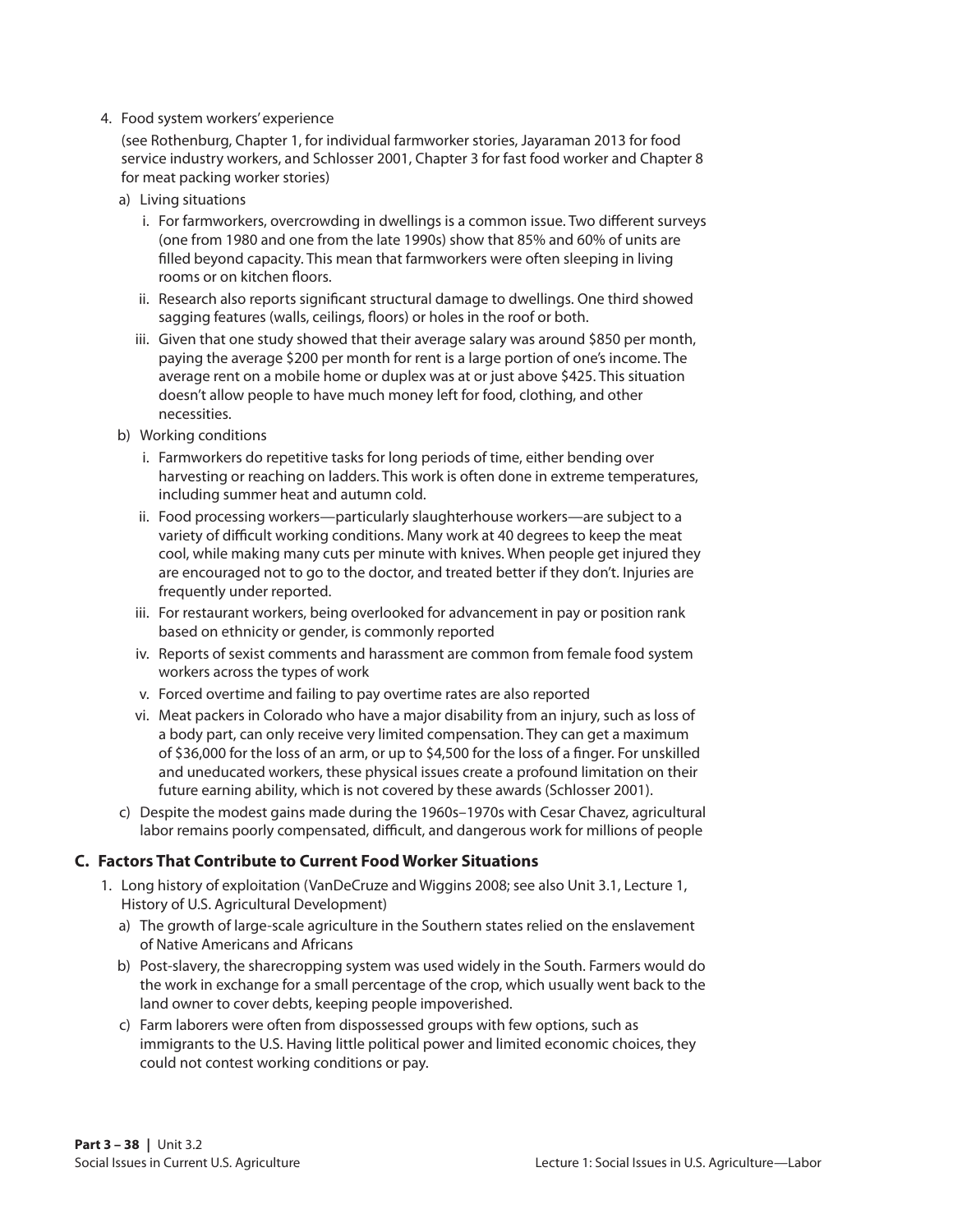4. Food system workers' experience

   (see Rothenburg, Chapter 1, for individual farmworker stories, Jayaraman 2013 for food service industry workers, and Schlosser 2001, Chapter 3 for fast food worker and Chapter 8 for meat packing worker stories)

   a) Living situations

      i. For farmworkers, overcrowding in dwellings is a common issue. Two different surveys (one from 1980 and one from the late 1990s) show that 85% and 60% of units are filled beyond capacity. This mean that farmworkers were often sleeping in living rooms or on kitchen floors.

      ii. Research also reports significant structural damage to dwellings. One third showed sagging features (walls, ceilings, floors) or holes in the roof or both.

      iii. Given that one study showed that their average salary was around $850 per month, paying the average $200 per month for rent is a large portion of one's income. The average rent on a mobile home or duplex was at or just above $425. This situation doesn't allow people to have much money left for food, clothing, and other necessities.

   b) Working conditions

      i. Farmworkers do repetitive tasks for long periods of time, either bending over harvesting or reaching on ladders. This work is often done in extreme temperatures, including summer heat and autumn cold.

      ii. Food processing workers—particularly slaughterhouse workers—are subject to a variety of difficult working conditions. Many work at 40 degrees to keep the meat cool, while making many cuts per minute with knives. When people get injured they are encouraged not to go to the doctor, and treated better if they don't. Injuries are frequently under reported.

      iii. For restaurant workers, being overlooked for advancement in pay or position rank based on ethnicity or gender, is commonly reported

      iv. Reports of sexist comments and harassment are common from female food system workers across the types of work

      v. Forced overtime and failing to pay overtime rates are also reported

      vi. Meat packers in Colorado who have a major disability from an injury, such as loss of a body part, can only receive very limited compensation. They can get a maximum of $36,000 for the loss of an arm, or up to $4,500 for the loss of a finger. For unskilled and uneducated workers, these physical issues create a profound limitation on their future earning ability, which is not covered by these awards (Schlosser 2001).

   c) Despite the modest gains made during the 1960s–1970s with Cesar Chavez, agricultural labor remains poorly compensated, difficult, and dangerous work for millions of people

### C. Factors That Contribute to Current Food Worker Situations

1. Long history of exploitation (VanDeCruze and Wiggins 2008; see also Unit 3.1, Lecture 1, History of U.S. Agricultural Development)

   a) The growth of large-scale agriculture in the Southern states relied on the enslavement of Native Americans and Africans

   b) Post-slavery, the sharecropping system was used widely in the South. Farmers would do the work in exchange for a small percentage of the crop, which usually went back to the land owner to cover debts, keeping people impoverished.

   c) Farm laborers were often from dispossessed groups with few options, such as immigrants to the U.S. Having little political power and limited economic choices, they could not contest working conditions or pay.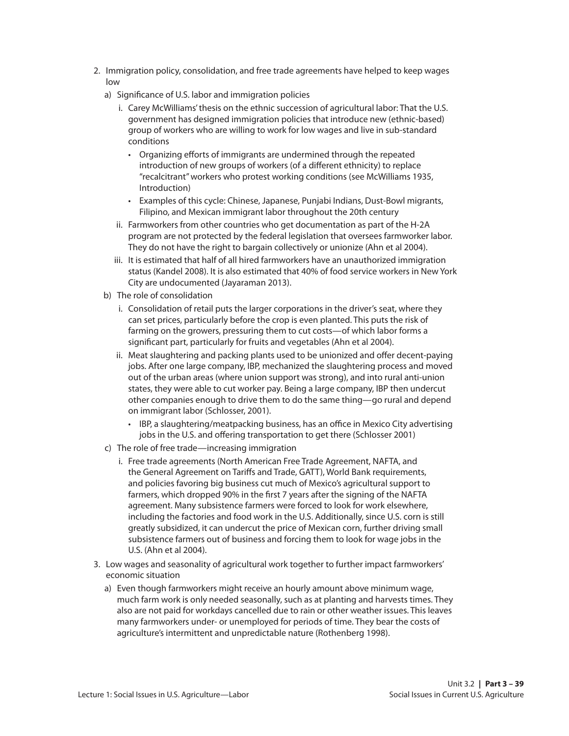2. Immigration policy, consolidation, and free trade agreements have helped to keep wages low
   a) Significance of U.S. labor and immigration policies
      i. Carey McWilliams' thesis on the ethnic succession of agricultural labor: That the U.S. government has designed immigration policies that introduce new (ethnic-based) group of workers who are willing to work for low wages and live in sub-standard conditions
         - Organizing efforts of immigrants are undermined through the repeated introduction of new groups of workers (of a different ethnicity) to replace "recalcitrant" workers who protest working conditions (see McWilliams 1935, Introduction)
         - Examples of this cycle: Chinese, Japanese, Punjabi Indians, Dust-Bowl migrants, Filipino, and Mexican immigrant labor throughout the 20th century
      ii. Farmworkers from other countries who get documentation as part of the H-2A program are not protected by the federal legislation that oversees farmworker labor. They do not have the right to bargain collectively or unionize (Ahn et al 2004).
      iii. It is estimated that half of all hired farmworkers have an unauthorized immigration status (Kandel 2008). It is also estimated that 40% of food service workers in New York City are undocumented (Jayaraman 2013).
   b) The role of consolidation
      i. Consolidation of retail puts the larger corporations in the driver's seat, where they can set prices, particularly before the crop is even planted. This puts the risk of farming on the growers, pressuring them to cut costs—of which labor forms a significant part, particularly for fruits and vegetables (Ahn et al 2004).
      ii. Meat slaughtering and packing plants used to be unionized and offer decent-paying jobs. After one large company, IBP, mechanized the slaughtering process and moved out of the urban areas (where union support was strong), and into rural anti-union states, they were able to cut worker pay. Being a large company, IBP then undercut other companies enough to drive them to do the same thing—go rural and depend on immigrant labor (Schlosser, 2001).
         - IBP, a slaughtering/meatpacking business, has an office in Mexico City advertising jobs in the U.S. and offering transportation to get there (Schlosser 2001)
   c) The role of free trade—increasing immigration
      i. Free trade agreements (North American Free Trade Agreement, NAFTA, and the General Agreement on Tariffs and Trade, GATT), World Bank requirements, and policies favoring big business cut much of Mexico's agricultural support to farmers, which dropped 90% in the first 7 years after the signing of the NAFTA agreement. Many subsistence farmers were forced to look for work elsewhere, including the factories and food work in the U.S. Additionally, since U.S. corn is still greatly subsidized, it can undercut the price of Mexican corn, further driving small subsistence farmers out of business and forcing them to look for wage jobs in the U.S. (Ahn et al 2004).
3. Low wages and seasonality of agricultural work together to further impact farmworkers' economic situation
   a) Even though farmworkers might receive an hourly amount above minimum wage, much farm work is only needed seasonally, such as at planting and harvests times. They also are not paid for workdays cancelled due to rain or other weather issues. This leaves many farmworkers under- or unemployed for periods of time. They bear the costs of agriculture's intermittent and unpredictable nature (Rothenberg 1998).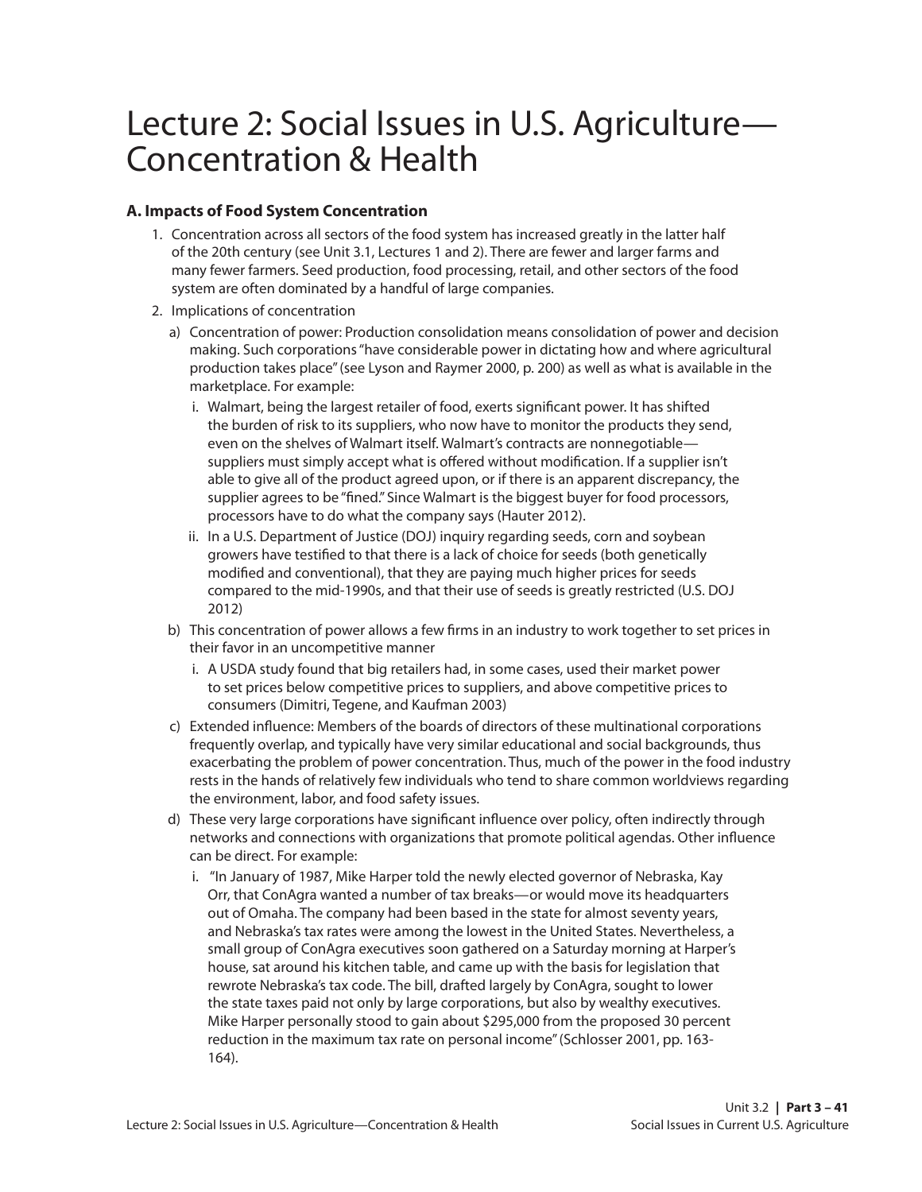# Lecture 2: Social Issues in U.S. Agriculture—Concentration & Health

### A. Impacts of Food System Concentration

1. Concentration across all sectors of the food system has increased greatly in the latter half of the 20th century (see Unit 3.1, Lectures 1 and 2). There are fewer and larger farms and many fewer farmers. Seed production, food processing, retail, and other sectors of the food system are often dominated by a handful of large companies.
2. Implications of concentration
   a) Concentration of power: Production consolidation means consolidation of power and decision making. Such corporations "have considerable power in dictating how and where agricultural production takes place" (see Lyson and Raymer 2000, p. 200) as well as what is available in the marketplace. For example:
      i. Walmart, being the largest retailer of food, exerts significant power. It has shifted the burden of risk to its suppliers, who now have to monitor the products they send, even on the shelves of Walmart itself. Walmart's contracts are nonnegotiable—suppliers must simply accept what is offered without modification. If a supplier isn't able to give all of the product agreed upon, or if there is an apparent discrepancy, the supplier agrees to be "fined." Since Walmart is the biggest buyer for food processors, processors have to do what the company says (Hauter 2012).
      ii. In a U.S. Department of Justice (DOJ) inquiry regarding seeds, corn and soybean growers have testified to that there is a lack of choice for seeds (both genetically modified and conventional), that they are paying much higher prices for seeds compared to the mid-1990s, and that their use of seeds is greatly restricted (U.S. DOJ 2012)
   b) This concentration of power allows a few firms in an industry to work together to set prices in their favor in an uncompetitive manner
      i. A USDA study found that big retailers had, in some cases, used their market power to set prices below competitive prices to suppliers, and above competitive prices to consumers (Dimitri, Tegene, and Kaufman 2003)
   c) Extended influence: Members of the boards of directors of these multinational corporations frequently overlap, and typically have very similar educational and social backgrounds, thus exacerbating the problem of power concentration. Thus, much of the power in the food industry rests in the hands of relatively few individuals who tend to share common worldviews regarding the environment, labor, and food safety issues.
   d) These very large corporations have significant influence over policy, often indirectly through networks and connections with organizations that promote political agendas. Other influence can be direct. For example:
      i. "In January of 1987, Mike Harper told the newly elected governor of Nebraska, Kay Orr, that ConAgra wanted a number of tax breaks—or would move its headquarters out of Omaha. The company had been based in the state for almost seventy years, and Nebraska's tax rates were among the lowest in the United States. Nevertheless, a small group of ConAgra executives soon gathered on a Saturday morning at Harper's house, sat around his kitchen table, and came up with the basis for legislation that rewrote Nebraska's tax code. The bill, drafted largely by ConAgra, sought to lower the state taxes paid not only by large corporations, but also by wealthy executives. Mike Harper personally stood to gain about $295,000 from the proposed 30 percent reduction in the maximum tax rate on personal income" (Schlosser 2001, pp. 163-164).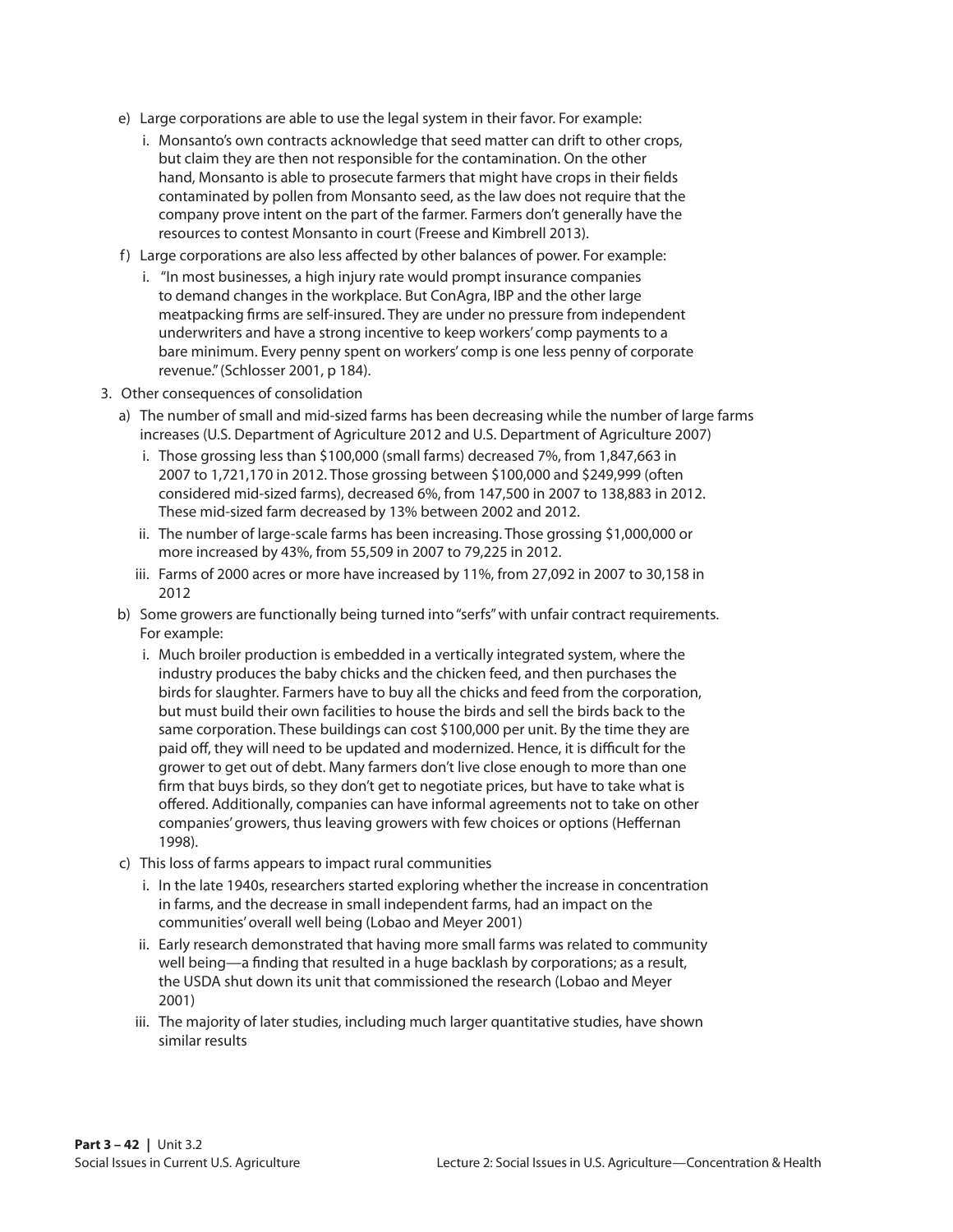e) Large corporations are able to use the legal system in their favor. For example:

   i. Monsanto's own contracts acknowledge that seed matter can drift to other crops, but claim they are then not responsible for the contamination. On the other hand, Monsanto is able to prosecute farmers that might have crops in their fields contaminated by pollen from Monsanto seed, as the law does not require that the company prove intent on the part of the farmer. Farmers don't generally have the resources to contest Monsanto in court (Freese and Kimbrell 2013).

f) Large corporations are also less affected by other balances of power. For example:

   i. "In most businesses, a high injury rate would prompt insurance companies to demand changes in the workplace. But ConAgra, IBP and the other large meatpacking firms are self-insured. They are under no pressure from independent underwriters and have a strong incentive to keep workers' comp payments to a bare minimum. Every penny spent on workers' comp is one less penny of corporate revenue." (Schlosser 2001, p 184).

3. Other consequences of consolidation

   a) The number of small and mid-sized farms has been decreasing while the number of large farms increases (U.S. Department of Agriculture 2012 and U.S. Department of Agriculture 2007)

      i. Those grossing less than $100,000 (small farms) decreased 7%, from 1,847,663 in 2007 to 1,721,170 in 2012. Those grossing between $100,000 and $249,999 (often considered mid-sized farms), decreased 6%, from 147,500 in 2007 to 138,883 in 2012. These mid-sized farm decreased by 13% between 2002 and 2012.

      ii. The number of large-scale farms has been increasing. Those grossing $1,000,000 or more increased by 43%, from 55,509 in 2007 to 79,225 in 2012.

      iii. Farms of 2000 acres or more have increased by 11%, from 27,092 in 2007 to 30,158 in 2012

   b) Some growers are functionally being turned into "serfs" with unfair contract requirements. For example:

      i. Much broiler production is embedded in a vertically integrated system, where the industry produces the baby chicks and the chicken feed, and then purchases the birds for slaughter. Farmers have to buy all the chicks and feed from the corporation, but must build their own facilities to house the birds and sell the birds back to the same corporation. These buildings can cost $100,000 per unit. By the time they are paid off, they will need to be updated and modernized. Hence, it is difficult for the grower to get out of debt. Many farmers don't live close enough to more than one firm that buys birds, so they don't get to negotiate prices, but have to take what is offered. Additionally, companies can have informal agreements not to take on other companies' growers, thus leaving growers with few choices or options (Heffernan 1998).

   c) This loss of farms appears to impact rural communities

      i. In the late 1940s, researchers started exploring whether the increase in concentration in farms, and the decrease in small independent farms, had an impact on the communities' overall well being (Lobao and Meyer 2001)

      ii. Early research demonstrated that having more small farms was related to community well being—a finding that resulted in a huge backlash by corporations; as a result, the USDA shut down its unit that commissioned the research (Lobao and Meyer 2001)

      iii. The majority of later studies, including much larger quantitative studies, have shown similar results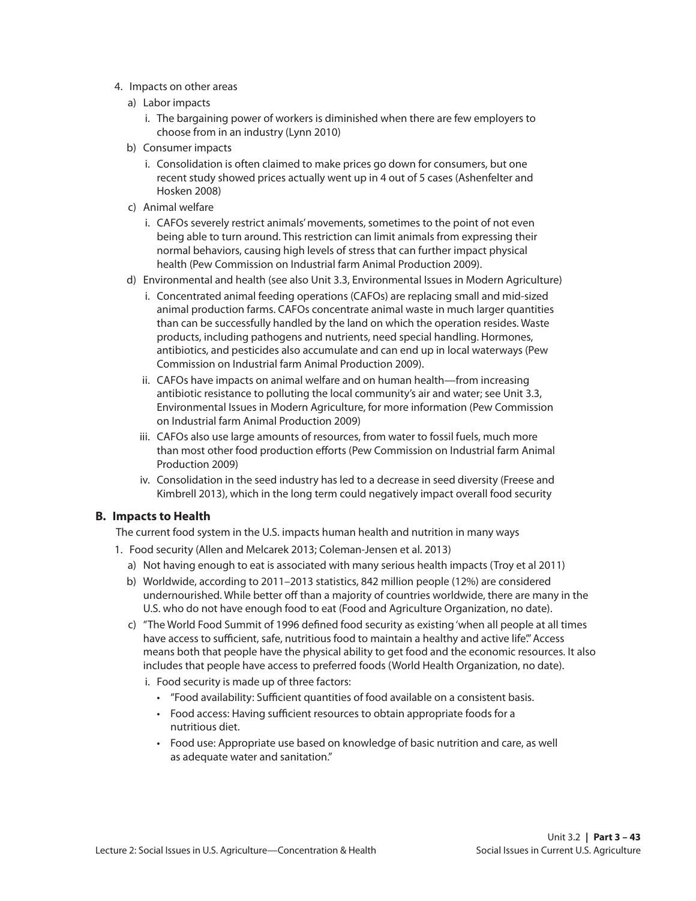4. Impacts on other areas
   a) Labor impacts
      i. The bargaining power of workers is diminished when there are few employers to choose from in an industry (Lynn 2010)
   b) Consumer impacts
      i. Consolidation is often claimed to make prices go down for consumers, but one recent study showed prices actually went up in 4 out of 5 cases (Ashenfelter and Hosken 2008)
   c) Animal welfare
      i. CAFOs severely restrict animals' movements, sometimes to the point of not even being able to turn around. This restriction can limit animals from expressing their normal behaviors, causing high levels of stress that can further impact physical health (Pew Commission on Industrial farm Animal Production 2009).
   d) Environmental and health (see also Unit 3.3, Environmental Issues in Modern Agriculture)
      i. Concentrated animal feeding operations (CAFOs) are replacing small and mid-sized animal production farms. CAFOs concentrate animal waste in much larger quantities than can be successfully handled by the land on which the operation resides. Waste products, including pathogens and nutrients, need special handling. Hormones, antibiotics, and pesticides also accumulate and can end up in local waterways (Pew Commission on Industrial farm Animal Production 2009).
      ii. CAFOs have impacts on animal welfare and on human health—from increasing antibiotic resistance to polluting the local community's air and water; see Unit 3.3, Environmental Issues in Modern Agriculture, for more information (Pew Commission on Industrial farm Animal Production 2009)
      iii. CAFOs also use large amounts of resources, from water to fossil fuels, much more than most other food production efforts (Pew Commission on Industrial farm Animal Production 2009)
      iv. Consolidation in the seed industry has led to a decrease in seed diversity (Freese and Kimbrell 2013), which in the long term could negatively impact overall food security

### B. Impacts to Health

The current food system in the U.S. impacts human health and nutrition in many ways

1. Food security (Allen and Melcarek 2013; Coleman-Jensen et al. 2013)
   a) Not having enough to eat is associated with many serious health impacts (Troy et al 2011)
   b) Worldwide, according to 2011–2013 statistics, 842 million people (12%) are considered undernourished. While better off than a majority of countries worldwide, there are many in the U.S. who do not have enough food to eat (Food and Agriculture Organization, no date).
   c) "The World Food Summit of 1996 defined food security as existing 'when all people at all times have access to sufficient, safe, nutritious food to maintain a healthy and active life'." Access means both that people have the physical ability to get food and the economic resources. It also includes that people have access to preferred foods (World Health Organization, no date).
      i. Food security is made up of three factors:
         - "Food availability: Sufficient quantities of food available on a consistent basis.
         - Food access: Having sufficient resources to obtain appropriate foods for a nutritious diet.
         - Food use: Appropriate use based on knowledge of basic nutrition and care, as well as adequate water and sanitation."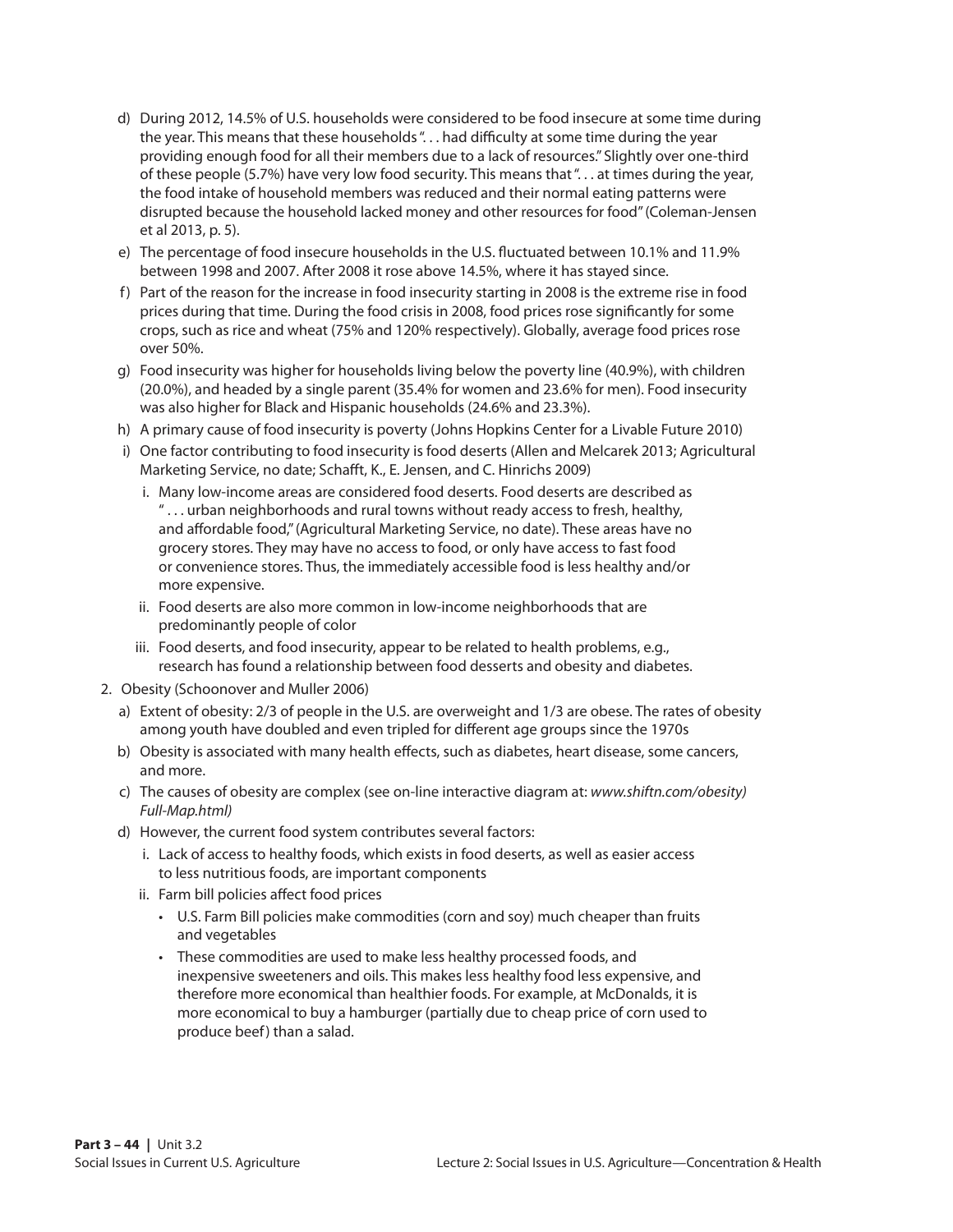d) During 2012, 14.5% of U.S. households were considered to be food insecure at some time during the year. This means that these households ". . . had difficulty at some time during the year providing enough food for all their members due to a lack of resources." Slightly over one-third of these people (5.7%) have very low food security. This means that ". . . at times during the year, the food intake of household members was reduced and their normal eating patterns were disrupted because the household lacked money and other resources for food" (Coleman-Jensen et al 2013, p. 5).

e) The percentage of food insecure households in the U.S. fluctuated between 10.1% and 11.9% between 1998 and 2007. After 2008 it rose above 14.5%, where it has stayed since.

f) Part of the reason for the increase in food insecurity starting in 2008 is the extreme rise in food prices during that time. During the food crisis in 2008, food prices rose significantly for some crops, such as rice and wheat (75% and 120% respectively). Globally, average food prices rose over 50%.

g) Food insecurity was higher for households living below the poverty line (40.9%), with children (20.0%), and headed by a single parent (35.4% for women and 23.6% for men). Food insecurity was also higher for Black and Hispanic households (24.6% and 23.3%).

h) A primary cause of food insecurity is poverty (Johns Hopkins Center for a Livable Future 2010)

i) One factor contributing to food insecurity is food deserts (Allen and Melcarek 2013; Agricultural Marketing Service, no date; Schafft, K., E. Jensen, and C. Hinrichs 2009)

   i. Many low-income areas are considered food deserts. Food deserts are described as " . . . urban neighborhoods and rural towns without ready access to fresh, healthy, and affordable food," (Agricultural Marketing Service, no date). These areas have no grocery stores. They may have no access to food, or only have access to fast food or convenience stores. Thus, the immediately accessible food is less healthy and/or more expensive.

   ii. Food deserts are also more common in low-income neighborhoods that are predominantly people of color

   iii. Food deserts, and food insecurity, appear to be related to health problems, e.g., research has found a relationship between food desserts and obesity and diabetes.

2. Obesity (Schoonover and Muller 2006)

   a) Extent of obesity: 2/3 of people in the U.S. are overweight and 1/3 are obese. The rates of obesity among youth have doubled and even tripled for different age groups since the 1970s

   b) Obesity is associated with many health effects, such as diabetes, heart disease, some cancers, and more.

   c) The causes of obesity are complex (see on-line interactive diagram at: *www.shiftn.com/obesity) Full-Map.html)*

   d) However, the current food system contributes several factors:

      i. Lack of access to healthy foods, which exists in food deserts, as well as easier access to less nutritious foods, are important components

      ii. Farm bill policies affect food prices

         - U.S. Farm Bill policies make commodities (corn and soy) much cheaper than fruits and vegetables
         - These commodities are used to make less healthy processed foods, and inexpensive sweeteners and oils. This makes less healthy food less expensive, and therefore more economical than healthier foods. For example, at McDonalds, it is more economical to buy a hamburger (partially due to cheap price of corn used to produce beef) than a salad.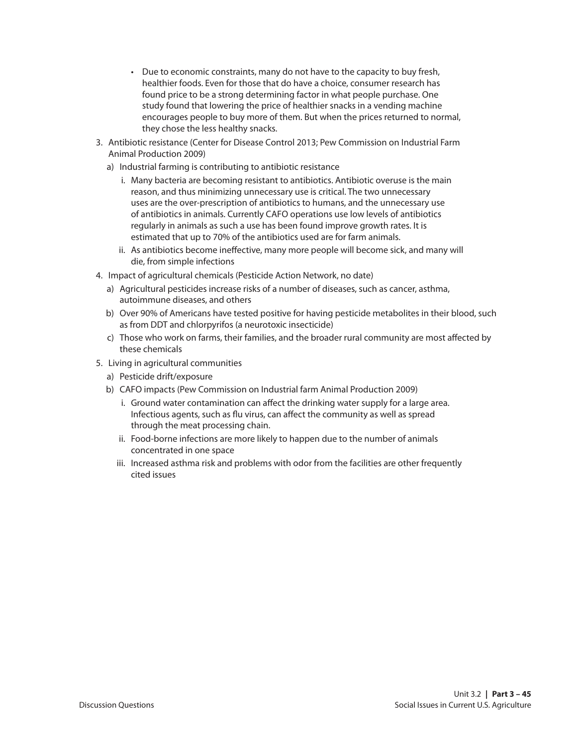- Due to economic constraints, many do not have to the capacity to buy fresh, healthier foods. Even for those that do have a choice, consumer research has found price to be a strong determining factor in what people purchase. One study found that lowering the price of healthier snacks in a vending machine encourages people to buy more of them. But when the prices returned to normal, they chose the less healthy snacks.

3. Antibiotic resistance (Center for Disease Control 2013; Pew Commission on Industrial Farm Animal Production 2009)
   a) Industrial farming is contributing to antibiotic resistance
      i. Many bacteria are becoming resistant to antibiotics. Antibiotic overuse is the main reason, and thus minimizing unnecessary use is critical. The two unnecessary uses are the over-prescription of antibiotics to humans, and the unnecessary use of antibiotics in animals. Currently CAFO operations use low levels of antibiotics regularly in animals as such a use has been found improve growth rates. It is estimated that up to 70% of the antibiotics used are for farm animals.
      ii. As antibiotics become ineffective, many more people will become sick, and many will die, from simple infections
4. Impact of agricultural chemicals (Pesticide Action Network, no date)
   a) Agricultural pesticides increase risks of a number of diseases, such as cancer, asthma, autoimmune diseases, and others
   b) Over 90% of Americans have tested positive for having pesticide metabolites in their blood, such as from DDT and chlorpyrifos (a neurotoxic insecticide)
   c) Those who work on farms, their families, and the broader rural community are most affected by these chemicals
5. Living in agricultural communities
   a) Pesticide drift/exposure
   b) CAFO impacts (Pew Commission on Industrial farm Animal Production 2009)
      i. Ground water contamination can affect the drinking water supply for a large area. Infectious agents, such as flu virus, can affect the community as well as spread through the meat processing chain.
      ii. Food-borne infections are more likely to happen due to the number of animals concentrated in one space
      iii. Increased asthma risk and problems with odor from the facilities are other frequently cited issues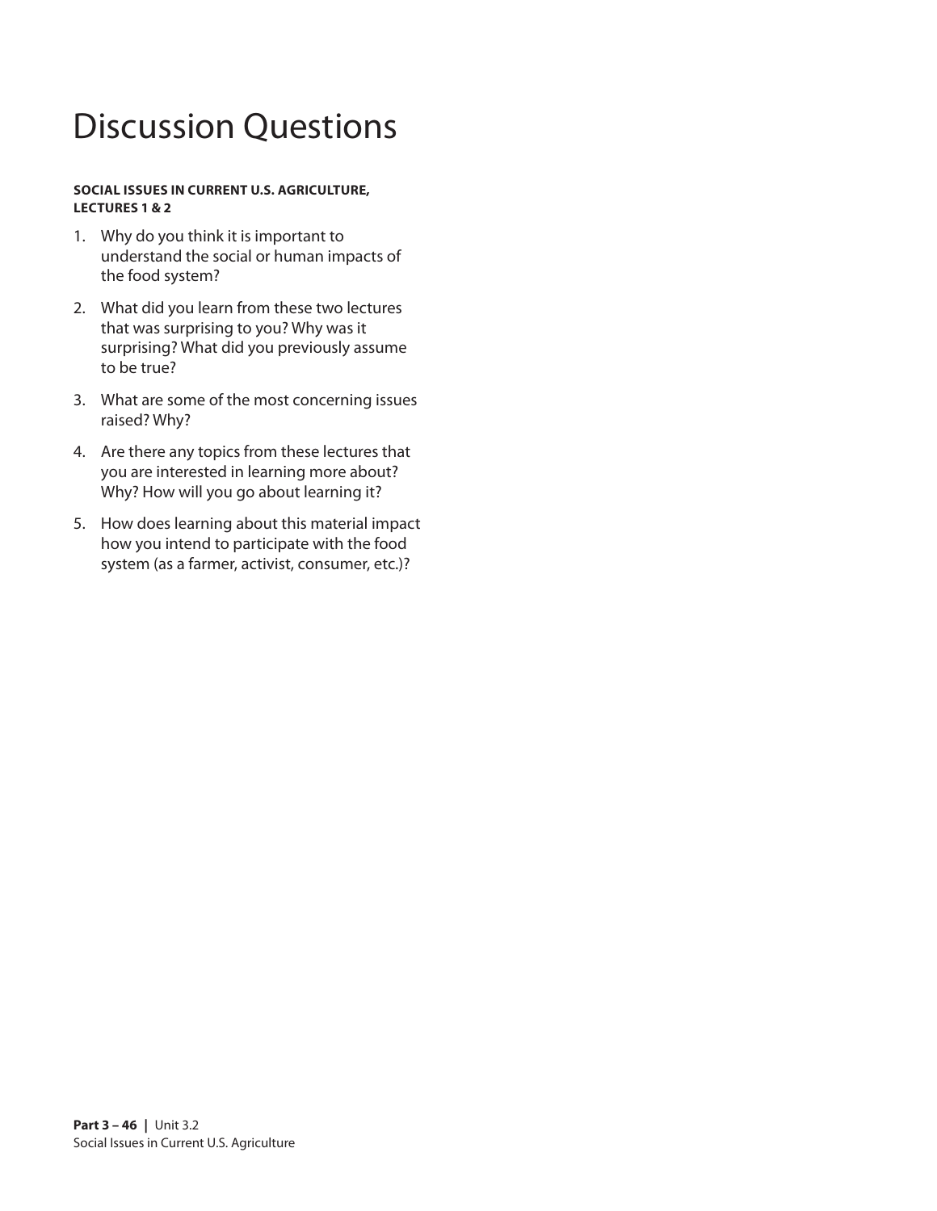# Discussion Questions

**SOCIAL ISSUES IN CURRENT U.S. AGRICULTURE, LECTURES 1 & 2**

1. Why do you think it is important to understand the social or human impacts of the food system?
2. What did you learn from these two lectures that was surprising to you? Why was it surprising? What did you previously assume to be true?
3. What are some of the most concerning issues raised? Why?
4. Are there any topics from these lectures that you are interested in learning more about? Why? How will you go about learning it?
5. How does learning about this material impact how you intend to participate with the food system (as a farmer, activist, consumer, etc.)?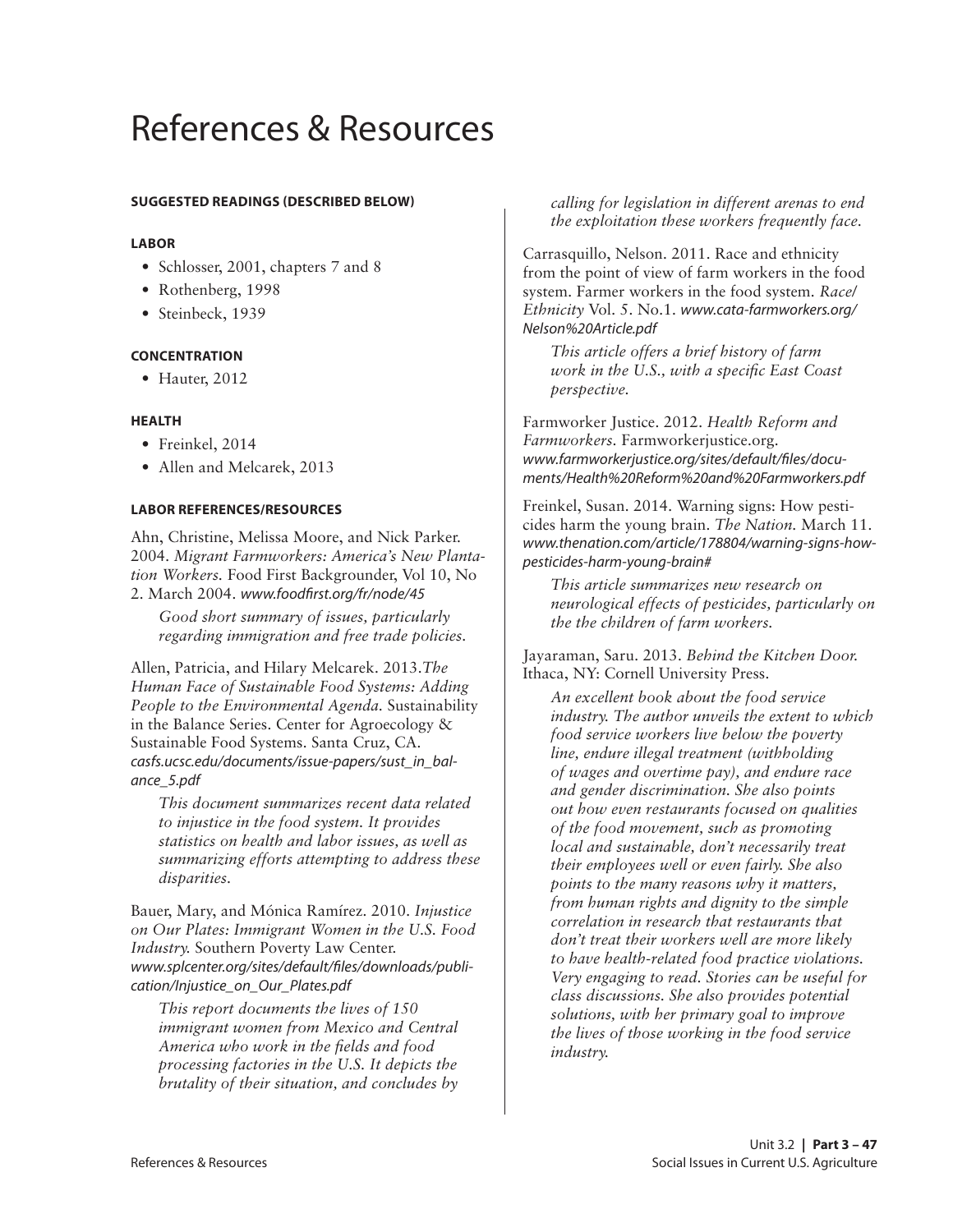# References & Resources

**SUGGESTED READINGS (DESCRIBED BELOW)**

**LABOR**

- Schlosser, 2001, chapters 7 and 8
- Rothenberg, 1998
- Steinbeck, 1939

**CONCENTRATION**

- Hauter, 2012

**HEALTH**

- Freinkel, 2014
- Allen and Melcarek, 2013

**LABOR REFERENCES/RESOURCES**

Ahn, Christine, Melissa Moore, and Nick Parker. 2004. *Migrant Farmworkers: America's New Plantation Workers.* Food First Backgrounder, Vol 10, No 2. March 2004. *www.foodfirst.org/fr/node/45*

> *Good short summary of issues, particularly regarding immigration and free trade policies.*

Allen, Patricia, and Hilary Melcarek. 2013.*The Human Face of Sustainable Food Systems: Adding People to the Environmental Agenda.* Sustainability in the Balance Series. Center for Agroecology & Sustainable Food Systems. Santa Cruz, CA. *casfs.ucsc.edu/documents/issue-papers/sust_in_balance_5.pdf*

> *This document summarizes recent data related to injustice in the food system. It provides statistics on health and labor issues, as well as summarizing efforts attempting to address these disparities.*

Bauer, Mary, and Mónica Ramírez. 2010. *Injustice on Our Plates: Immigrant Women in the U.S. Food Industry.* Southern Poverty Law Center. *www.splcenter.org/sites/default/files/downloads/publication/Injustice_on_Our_Plates.pdf*

> *This report documents the lives of 150 immigrant women from Mexico and Central America who work in the fields and food processing factories in the U.S. It depicts the brutality of their situation, and concludes by calling for legislation in different arenas to end the exploitation these workers frequently face.*

Carrasquillo, Nelson. 2011. Race and ethnicity from the point of view of farm workers in the food system. Farmer workers in the food system. *Race/Ethnicity* Vol. 5. No.1. *www.cata-farmworkers.org/Nelson%20Article.pdf*

> *This article offers a brief history of farm work in the U.S., with a specific East Coast perspective.*

Farmworker Justice. 2012. *Health Reform and Farmworkers.* Farmworkerjustice.org. *www.farmworkerjustice.org/sites/default/files/documents/Health%20Reform%20and%20Farmworkers.pdf*

Freinkel, Susan. 2014. Warning signs: How pesticides harm the young brain. *The Nation.* March 11. *www.thenation.com/article/178804/warning-signs-how-pesticides-harm-young-brain#*

> *This article summarizes new research on neurological effects of pesticides, particularly on the the children of farm workers.*

Jayaraman, Saru. 2013. *Behind the Kitchen Door.* Ithaca, NY: Cornell University Press.

> *An excellent book about the food service industry. The author unveils the extent to which food service workers live below the poverty line, endure illegal treatment (withholding of wages and overtime pay), and endure race and gender discrimination. She also points out how even restaurants focused on qualities of the food movement, such as promoting local and sustainable, don't necessarily treat their employees well or even fairly. She also points to the many reasons why it matters, from human rights and dignity to the simple correlation in research that restaurants that don't treat their workers well are more likely to have health-related food practice violations. Very engaging to read. Stories can be useful for class discussions. She also provides potential solutions, with her primary goal to improve the lives of those working in the food service industry.*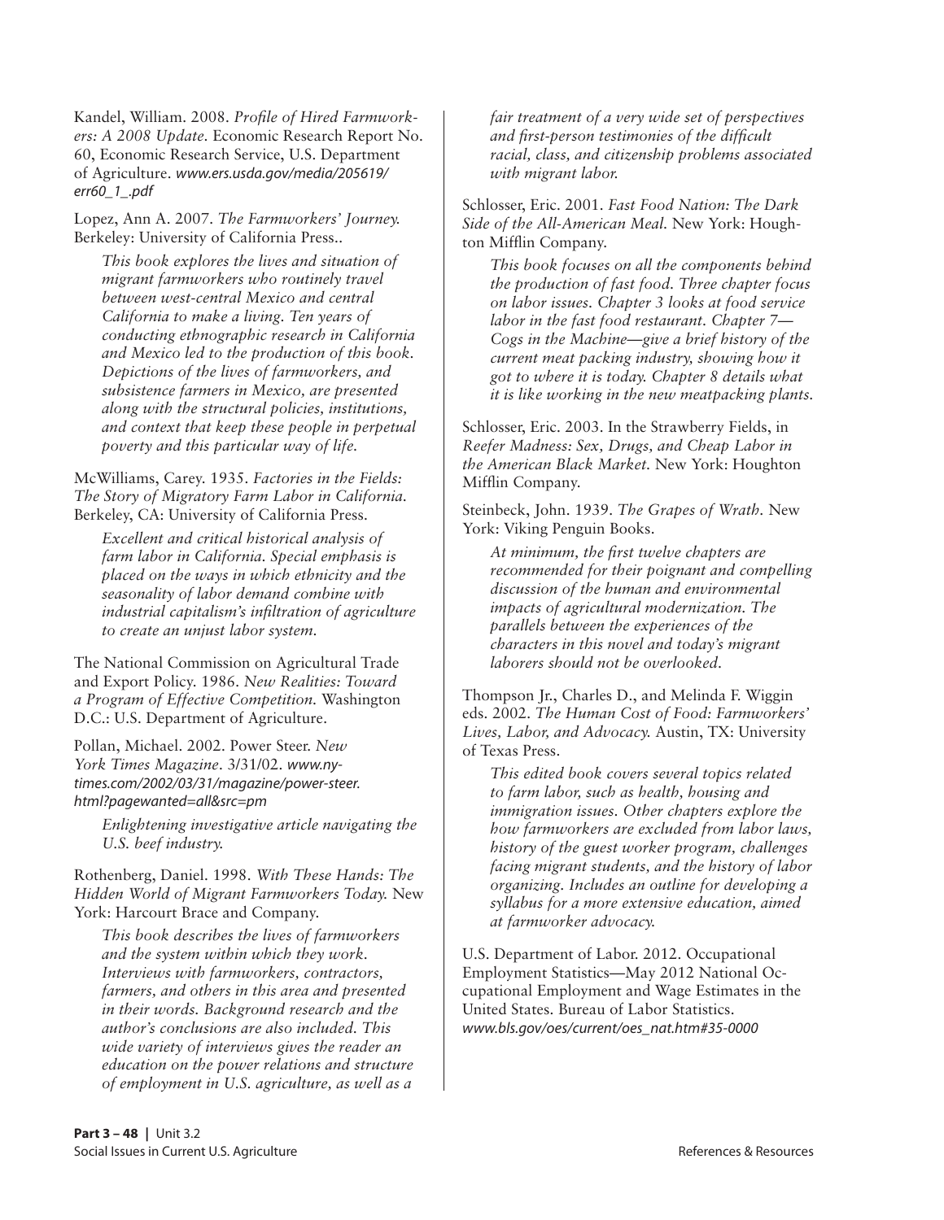Kandel, William. 2008. *Profile of Hired Farmworkers: A 2008 Update.* Economic Research Report No. 60, Economic Research Service, U.S. Department of Agriculture. *www.ers.usda.gov/media/205619/err60_1_.pdf*

Lopez, Ann A. 2007. *The Farmworkers' Journey.* Berkeley: University of California Press..

> *This book explores the lives and situation of migrant farmworkers who routinely travel between west-central Mexico and central California to make a living. Ten years of conducting ethnographic research in California and Mexico led to the production of this book. Depictions of the lives of farmworkers, and subsistence farmers in Mexico, are presented along with the structural policies, institutions, and context that keep these people in perpetual poverty and this particular way of life.*

McWilliams, Carey. 1935. *Factories in the Fields: The Story of Migratory Farm Labor in California.* Berkeley, CA: University of California Press.

> *Excellent and critical historical analysis of farm labor in California. Special emphasis is placed on the ways in which ethnicity and the seasonality of labor demand combine with industrial capitalism's infiltration of agriculture to create an unjust labor system.*

The National Commission on Agricultural Trade and Export Policy. 1986. *New Realities: Toward a Program of Effective Competition.* Washington D.C.: U.S. Department of Agriculture.

Pollan, Michael. 2002. Power Steer. *New York Times Magazine*. 3/31/02. *www.nytimes.com/2002/03/31/magazine/power-steer.html?pagewanted=all&src=pm*

> *Enlightening investigative article navigating the U.S. beef industry.*

Rothenberg, Daniel. 1998. *With These Hands: The Hidden World of Migrant Farmworkers Today.* New York: Harcourt Brace and Company.

> *This book describes the lives of farmworkers and the system within which they work. Interviews with farmworkers, contractors, farmers, and others in this area and presented in their words. Background research and the author's conclusions are also included. This wide variety of interviews gives the reader an education on the power relations and structure of employment in U.S. agriculture, as well as a fair treatment of a very wide set of perspectives and first-person testimonies of the difficult racial, class, and citizenship problems associated with migrant labor.*

Schlosser, Eric. 2001. *Fast Food Nation: The Dark Side of the All-American Meal.* New York: Houghton Mifflin Company.

> *This book focuses on all the components behind the production of fast food. Three chapter focus on labor issues. Chapter 3 looks at food service labor in the fast food restaurant. Chapter 7—Cogs in the Machine—give a brief history of the current meat packing industry, showing how it got to where it is today. Chapter 8 details what it is like working in the new meatpacking plants.*

Schlosser, Eric. 2003. In the Strawberry Fields, in *Reefer Madness: Sex, Drugs, and Cheap Labor in the American Black Market.* New York: Houghton Mifflin Company.

Steinbeck, John. 1939. *The Grapes of Wrath.* New York: Viking Penguin Books.

> *At minimum, the first twelve chapters are recommended for their poignant and compelling discussion of the human and environmental impacts of agricultural modernization. The parallels between the experiences of the characters in this novel and today's migrant laborers should not be overlooked.*

Thompson Jr., Charles D., and Melinda F. Wiggin eds. 2002. *The Human Cost of Food: Farmworkers' Lives, Labor, and Advocacy.* Austin, TX: University of Texas Press.

> *This edited book covers several topics related to farm labor, such as health, housing and immigration issues. Other chapters explore the how farmworkers are excluded from labor laws, history of the guest worker program, challenges facing migrant students, and the history of labor organizing. Includes an outline for developing a syllabus for a more extensive education, aimed at farmworker advocacy.*

U.S. Department of Labor. 2012. Occupational Employment Statistics—May 2012 National Occupational Employment and Wage Estimates in the United States. Bureau of Labor Statistics. *www.bls.gov/oes/current/oes_nat.htm#35-0000*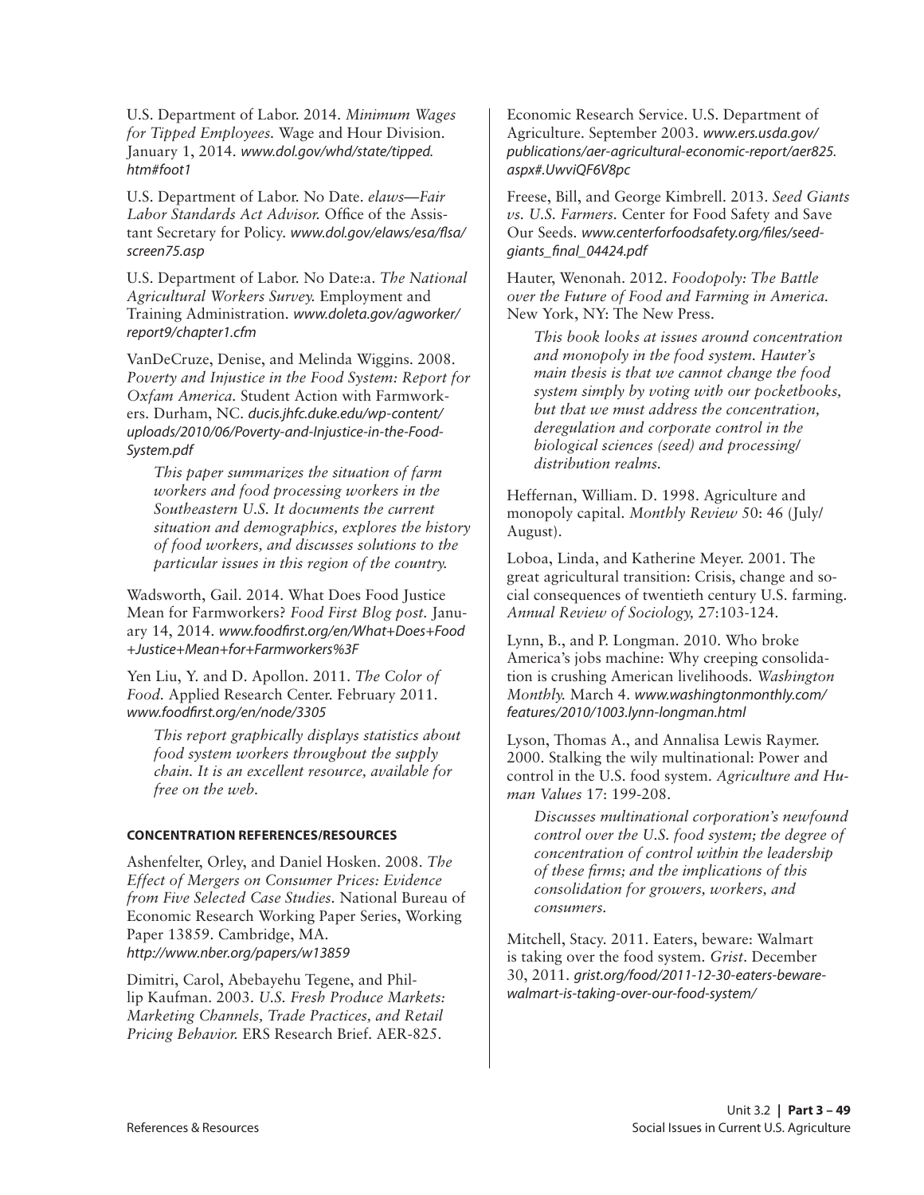U.S. Department of Labor. 2014. *Minimum Wages for Tipped Employees.* Wage and Hour Division. January 1, 2014. *www.dol.gov/whd/state/tipped.htm#foot1*

U.S. Department of Labor. No Date. *elaws—Fair Labor Standards Act Advisor.* Office of the Assistant Secretary for Policy. *www.dol.gov/elaws/esa/flsa/screen75.asp*

U.S. Department of Labor. No Date:a. *The National Agricultural Workers Survey.* Employment and Training Administration. *www.doleta.gov/agworker/report9/chapter1.cfm*

VanDeCruze, Denise, and Melinda Wiggins. 2008. *Poverty and Injustice in the Food System: Report for Oxfam America.* Student Action with Farmworkers. Durham, NC. *ducis.jhfc.duke.edu/wp-content/uploads/2010/06/Poverty-and-Injustice-in-the-Food-System.pdf*

> *This paper summarizes the situation of farm workers and food processing workers in the Southeastern U.S. It documents the current situation and demographics, explores the history of food workers, and discusses solutions to the particular issues in this region of the country.*

Wadsworth, Gail. 2014. What Does Food Justice Mean for Farmworkers? *Food First Blog post.* January 14, 2014. *www.foodfirst.org/en/What+Does+Food+Justice+Mean+for+Farmworkers%3F*

Yen Liu, Y. and D. Apollon. 2011. *The Color of Food.* Applied Research Center. February 2011. *www.foodfirst.org/en/node/3305*

> *This report graphically displays statistics about food system workers throughout the supply chain. It is an excellent resource, available for free on the web.*

#### CONCENTRATION REFERENCES/RESOURCES

Ashenfelter, Orley, and Daniel Hosken. 2008. *The Effect of Mergers on Consumer Prices: Evidence from Five Selected Case Studies.* National Bureau of Economic Research Working Paper Series, Working Paper 13859. Cambridge, MA. *http://www.nber.org/papers/w13859*

Dimitri, Carol, Abebayehu Tegene, and Phillip Kaufman. 2003. *U.S. Fresh Produce Markets: Marketing Channels, Trade Practices, and Retail Pricing Behavior.* ERS Research Brief. AER-825. Economic Research Service. U.S. Department of Agriculture. September 2003. *www.ers.usda.gov/publications/aer-agricultural-economic-report/aer825.aspx#.UwviQF6V8pc*

Freese, Bill, and George Kimbrell. 2013. *Seed Giants vs. U.S. Farmers.* Center for Food Safety and Save Our Seeds. *www.centerforfoodsafety.org/files/seed-giants_final_04424.pdf*

Hauter, Wenonah. 2012. *Foodopoly: The Battle over the Future of Food and Farming in America.* New York, NY: The New Press.

> *This book looks at issues around concentration and monopoly in the food system. Hauter's main thesis is that we cannot change the food system simply by voting with our pocketbooks, but that we must address the concentration, deregulation and corporate control in the biological sciences (seed) and processing/distribution realms.*

Heffernan, William. D. 1998. Agriculture and monopoly capital. *Monthly Review* 50: 46 (July/August).

Loboa, Linda, and Katherine Meyer. 2001. The great agricultural transition: Crisis, change and social consequences of twentieth century U.S. farming. *Annual Review of Sociology,* 27:103-124.

Lynn, B., and P. Longman. 2010. Who broke America's jobs machine: Why creeping consolidation is crushing American livelihoods. *Washington Monthly.* March 4. *www.washingtonmonthly.com/features/2010/1003.lynn-longman.html*

Lyson, Thomas A., and Annalisa Lewis Raymer. 2000. Stalking the wily multinational: Power and control in the U.S. food system. *Agriculture and Human Values* 17: 199-208.

> *Discusses multinational corporation's newfound control over the U.S. food system; the degree of concentration of control within the leadership of these firms; and the implications of this consolidation for growers, workers, and consumers.*

Mitchell, Stacy. 2011. Eaters, beware: Walmart is taking over the food system. *Grist*. December 30, 2011. *grist.org/food/2011-12-30-eaters-beware-walmart-is-taking-over-our-food-system/*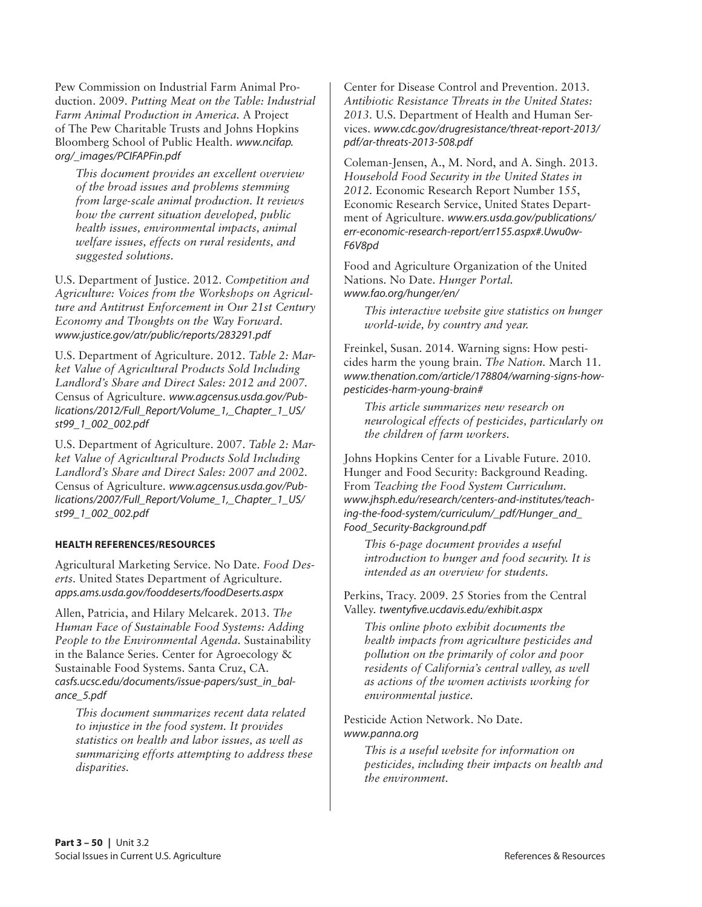Pew Commission on Industrial Farm Animal Production. 2009. *Putting Meat on the Table: Industrial Farm Animal Production in America.* A Project of The Pew Charitable Trusts and Johns Hopkins Bloomberg School of Public Health. *www.ncifap.org/_images/PCIFAPFin.pdf*

> *This document provides an excellent overview of the broad issues and problems stemming from large-scale animal production. It reviews how the current situation developed, public health issues, environmental impacts, animal welfare issues, effects on rural residents, and suggested solutions.*

U.S. Department of Justice. 2012. *Competition and Agriculture: Voices from the Workshops on Agriculture and Antitrust Enforcement in Our 21st Century Economy and Thoughts on the Way Forward.* *www.justice.gov/atr/public/reports/283291.pdf*

U.S. Department of Agriculture. 2012. *Table 2: Market Value of Agricultural Products Sold Including Landlord's Share and Direct Sales: 2012 and 2007.* Census of Agriculture. *www.agcensus.usda.gov/Publications/2012/Full_Report/Volume_1,_Chapter_1_US/st99_1_002_002.pdf*

U.S. Department of Agriculture. 2007. *Table 2: Market Value of Agricultural Products Sold Including Landlord's Share and Direct Sales: 2007 and 2002.* Census of Agriculture. *www.agcensus.usda.gov/Publications/2007/Full_Report/Volume_1,_Chapter_1_US/st99_1_002_002.pdf*

**HEALTH REFERENCES/RESOURCES**

Agricultural Marketing Service. No Date. *Food Deserts.* United States Department of Agriculture. *apps.ams.usda.gov/fooddeserts/foodDeserts.aspx*

Allen, Patricia, and Hilary Melcarek. 2013. *The Human Face of Sustainable Food Systems: Adding People to the Environmental Agenda.* Sustainability in the Balance Series. Center for Agroecology & Sustainable Food Systems. Santa Cruz, CA. *casfs.ucsc.edu/documents/issue-papers/sust_in_balance_5.pdf*

> *This document summarizes recent data related to injustice in the food system. It provides statistics on health and labor issues, as well as summarizing efforts attempting to address these disparities.*

Center for Disease Control and Prevention. 2013. *Antibiotic Resistance Threats in the United States: 2013.* U.S. Department of Health and Human Services. *www.cdc.gov/drugresistance/threat-report-2013/pdf/ar-threats-2013-508.pdf*

Coleman-Jensen, A., M. Nord, and A. Singh. 2013. *Household Food Security in the United States in 2012.* Economic Research Report Number 155, Economic Research Service, United States Department of Agriculture. *www.ers.usda.gov/publications/err-economic-research-report/err155.aspx#.Uwu0w-F6V8pd*

Food and Agriculture Organization of the United Nations. No Date. *Hunger Portal.* *www.fao.org/hunger/en/*

> *This interactive website give statistics on hunger world-wide, by country and year.*

Freinkel, Susan. 2014. Warning signs: How pesticides harm the young brain. *The Nation.* March 11. *www.thenation.com/article/178804/warning-signs-how-pesticides-harm-young-brain#*

> *This article summarizes new research on neurological effects of pesticides, particularly on the children of farm workers.*

Johns Hopkins Center for a Livable Future. 2010. Hunger and Food Security: Background Reading. From *Teaching the Food System Curriculum.* *www.jhsph.edu/research/centers-and-institutes/teaching-the-food-system/curriculum/_pdf/Hunger_and_Food_Security-Background.pdf*

> *This 6-page document provides a useful introduction to hunger and food security. It is intended as an overview for students.*

Perkins, Tracy. 2009. 25 Stories from the Central Valley. *twentyfive.ucdavis.edu/exhibit.aspx*

> *This online photo exhibit documents the health impacts from agriculture pesticides and pollution on the primarily of color and poor residents of California's central valley, as well as actions of the women activists working for environmental justice.*

Pesticide Action Network. No Date. *www.panna.org*

> *This is a useful website for information on pesticides, including their impacts on health and the environment.*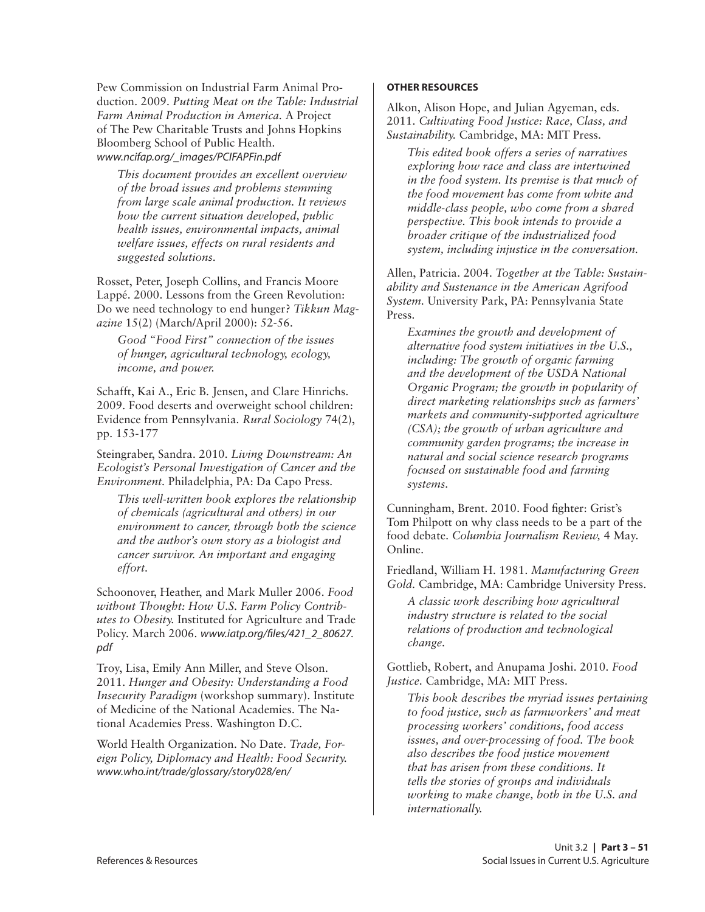Pew Commission on Industrial Farm Animal Production. 2009. *Putting Meat on the Table: Industrial Farm Animal Production in America.* A Project of The Pew Charitable Trusts and Johns Hopkins Bloomberg School of Public Health. *www.ncifap.org/_images/PCIFAPFin.pdf*

> *This document provides an excellent overview of the broad issues and problems stemming from large scale animal production. It reviews how the current situation developed, public health issues, environmental impacts, animal welfare issues, effects on rural residents and suggested solutions.*

Rosset, Peter, Joseph Collins, and Francis Moore Lappé. 2000. Lessons from the Green Revolution: Do we need technology to end hunger? *Tikkun Magazine* 15(2) (March/April 2000): 52-56.

> *Good "Food First" connection of the issues of hunger, agricultural technology, ecology, income, and power.*

Schafft, Kai A., Eric B. Jensen, and Clare Hinrichs. 2009. Food deserts and overweight school children: Evidence from Pennsylvania. *Rural Sociology* 74(2), pp. 153-177

Steingraber, Sandra. 2010. *Living Downstream: An Ecologist's Personal Investigation of Cancer and the Environment.* Philadelphia, PA: Da Capo Press.

> *This well-written book explores the relationship of chemicals (agricultural and others) in our environment to cancer, through both the science and the author's own story as a biologist and cancer survivor. An important and engaging effort.*

Schoonover, Heather, and Mark Muller 2006. *Food without Thought: How U.S. Farm Policy Contributes to Obesity.* Instituted for Agriculture and Trade Policy. March 2006. *www.iatp.org/files/421_2_80627.pdf*

Troy, Lisa, Emily Ann Miller, and Steve Olson. 2011. *Hunger and Obesity: Understanding a Food Insecurity Paradigm* (workshop summary). Institute of Medicine of the National Academies. The National Academies Press. Washington D.C.

World Health Organization. No Date. *Trade, Foreign Policy, Diplomacy and Health: Food Security.* *www.who.int/trade/glossary/story028/en/*

## OTHER RESOURCES

Alkon, Alison Hope, and Julian Agyeman, eds. 2011. *Cultivating Food Justice: Race, Class, and Sustainability.* Cambridge, MA: MIT Press.

> *This edited book offers a series of narratives exploring how race and class are intertwined in the food system. Its premise is that much of the food movement has come from white and middle-class people, who come from a shared perspective. This book intends to provide a broader critique of the industrialized food system, including injustice in the conversation.*

Allen, Patricia. 2004. *Together at the Table: Sustainability and Sustenance in the American Agrifood System.* University Park, PA: Pennsylvania State Press.

> *Examines the growth and development of alternative food system initiatives in the U.S., including: The growth of organic farming and the development of the USDA National Organic Program; the growth in popularity of direct marketing relationships such as farmers' markets and community-supported agriculture (CSA); the growth of urban agriculture and community garden programs; the increase in natural and social science research programs focused on sustainable food and farming systems.*

Cunningham, Brent. 2010. Food fighter: Grist's Tom Philpott on why class needs to be a part of the food debate. *Columbia Journalism Review,* 4 May. Online.

Friedland, William H. 1981. *Manufacturing Green Gold.* Cambridge, MA: Cambridge University Press.

> *A classic work describing how agricultural industry structure is related to the social relations of production and technological change.*

Gottlieb, Robert, and Anupama Joshi. 2010. *Food Justice.* Cambridge, MA: MIT Press.

> *This book describes the myriad issues pertaining to food justice, such as farmworkers' and meat processing workers' conditions, food access issues, and over-processing of food. The book also describes the food justice movement that has arisen from these conditions. It tells the stories of groups and individuals working to make change, both in the U.S. and internationally.*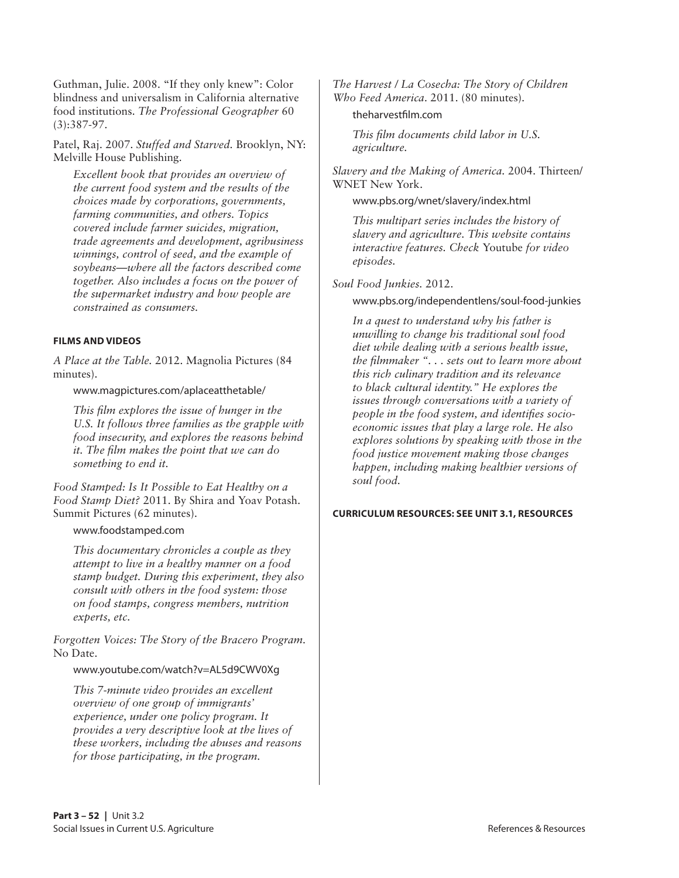Guthman, Julie. 2008. "If they only knew": Color blindness and universalism in California alternative food institutions. *The Professional Geographer* 60 (3):387-97.

Patel, Raj. 2007. *Stuffed and Starved*. Brooklyn, NY: Melville House Publishing.

> *Excellent book that provides an overview of the current food system and the results of the choices made by corporations, governments, farming communities, and others. Topics covered include farmer suicides, migration, trade agreements and development, agribusiness winnings, control of seed, and the example of soybeans—where all the factors described come together. Also includes a focus on the power of the supermarket industry and how people are constrained as consumers.*

**FILMS AND VIDEOS**

*A Place at the Table*. 2012. Magnolia Pictures (84 minutes).

> www.magpictures.com/aplaceatthetable/
>
> *This film explores the issue of hunger in the U.S. It follows three families as the grapple with food insecurity, and explores the reasons behind it. The film makes the point that we can do something to end it.*

*Food Stamped: Is It Possible to Eat Healthy on a Food Stamp Diet?* 2011. By Shira and Yoav Potash. Summit Pictures (62 minutes).

> www.foodstamped.com
>
> *This documentary chronicles a couple as they attempt to live in a healthy manner on a food stamp budget. During this experiment, they also consult with others in the food system: those on food stamps, congress members, nutrition experts, etc.*

*Forgotten Voices: The Story of the Bracero Program*. No Date.

> www.youtube.com/watch?v=AL5d9CWV0Xg
>
> *This 7-minute video provides an excellent overview of one group of immigrants' experience, under one policy program. It provides a very descriptive look at the lives of these workers, including the abuses and reasons for those participating, in the program.*

*The Harvest / La Cosecha: The Story of Children Who Feed America*. 2011. (80 minutes).

> theharvestfilm.com
>
> *This film documents child labor in U.S. agriculture.*

*Slavery and the Making of America*. 2004. Thirteen/ WNET New York.

> www.pbs.org/wnet/slavery/index.html
>
> *This multipart series includes the history of slavery and agriculture. This website contains interactive features. Check* Youtube *for video episodes.*

*Soul Food Junkies*. 2012.

> www.pbs.org/independentlens/soul-food-junkies
>
> *In a quest to understand why his father is unwilling to change his traditional soul food diet while dealing with a serious health issue, the filmmaker ". . . sets out to learn more about this rich culinary tradition and its relevance to black cultural identity." He explores the issues through conversations with a variety of people in the food system, and identifies socio-economic issues that play a large role. He also explores solutions by speaking with those in the food justice movement making those changes happen, including making healthier versions of soul food.*

**CURRICULUM RESOURCES: SEE UNIT 3.1, RESOURCES**